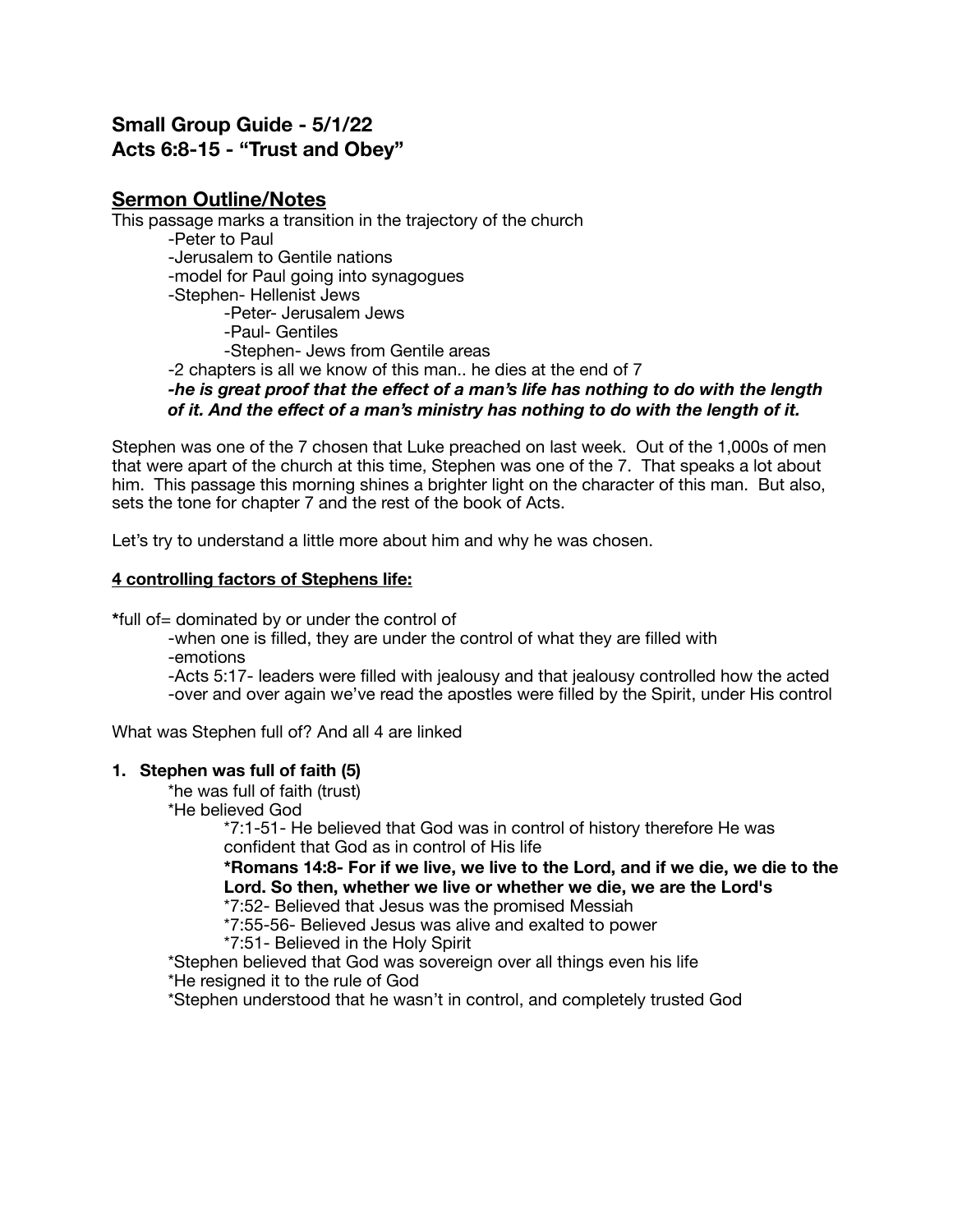## Small Group Guide - 5/1/22
## Acts 6:8-15 - "Trust and Obey"

## <u>Sermon Outline/Notes</u>

This passage marks a transition in the trajectory of the church

- -Peter to Paul
- -Jerusalem to Gentile nations
- -model for Paul going into synagogues
- -Stephen- Hellenist Jews
    - -Peter- Jerusalem Jews
    - -Paul- Gentiles
    - -Stephen- Jews from Gentile areas
- -2 chapters is all we know of this man.. he dies at the end of 7
- ***-he is great proof that the effect of a man's life has nothing to do with the length of it. And the effect of a man's ministry has nothing to do with the length of it.***

Stephen was one of the 7 chosen that Luke preached on last week. Out of the 1,000s of men that were apart of the church at this time, Stephen was one of the 7. That speaks a lot about him. This passage this morning shines a brighter light on the character of this man. But also, sets the tone for chapter 7 and the rest of the book of Acts.

Let's try to understand a little more about him and why he was chosen.

**<u>4 controlling factors of Stephens life:</u>**

**\***full of= dominated by or under the control of

- -when one is filled, they are under the control of what they are filled with
- -emotions
- -Acts 5:17- leaders were filled with jealousy and that jealousy controlled how the acted
- -over and over again we've read the apostles were filled by the Spirit, under His control

What was Stephen full of? And all 4 are linked

**1. Stephen was full of faith (5)**

- \*he was full of faith (trust)
- \*He believed God
    - \*7:1-51- He believed that God was in control of history therefore He was confident that God as in control of His life
    - **\*Romans 14:8- For if we live, we live to the Lord, and if we die, we die to the Lord. So then, whether we live or whether we die, we are the Lord's**
    - \*7:52- Believed that Jesus was the promised Messiah
    - \*7:55-56- Believed Jesus was alive and exalted to power
    - \*7:51- Believed in the Holy Spirit
- \*Stephen believed that God was sovereign over all things even his life
- \*He resigned it to the rule of God
- \*Stephen understood that he wasn't in control, and completely trusted God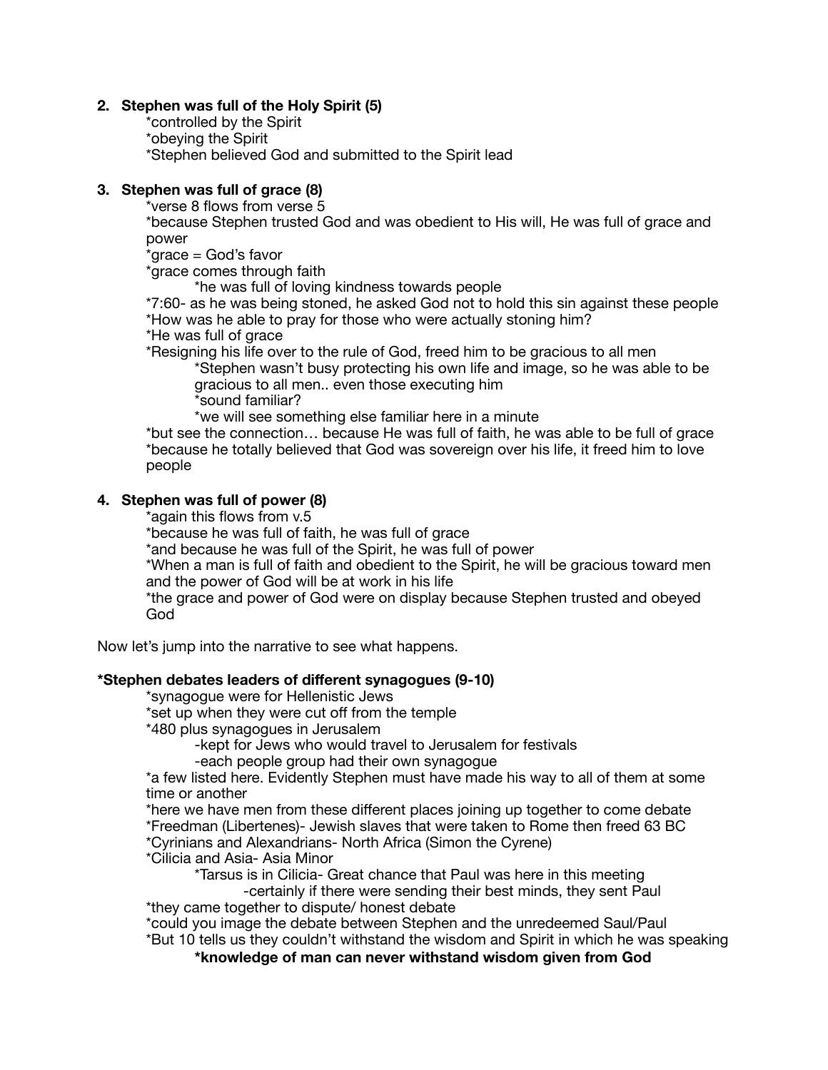**2. Stephen was full of the Holy Spirit (5)**

*controlled by the Spirit
*obeying the Spirit
*Stephen believed God and submitted to the Spirit lead

**3. Stephen was full of grace (8)**

*verse 8 flows from verse 5
*because Stephen trusted God and was obedient to His will, He was full of grace and power
*grace = God's favor
*grace comes through faith
  *he was full of loving kindness towards people
*7:60- as he was being stoned, he asked God not to hold this sin against these people
*How was he able to pray for those who were actually stoning him?
*He was full of grace
*Resigning his life over to the rule of God, freed him to be gracious to all men
  *Stephen wasn't busy protecting his own life and image, so he was able to be gracious to all men.. even those executing him
  *sound familiar?
  *we will see something else familiar here in a minute
*but see the connection… because He was full of faith, he was able to be full of grace
*because he totally believed that God was sovereign over his life, it freed him to love people

**4. Stephen was full of power (8)**

*again this flows from v.5
*because he was full of faith, he was full of grace
*and because he was full of the Spirit, he was full of power
*When a man is full of faith and obedient to the Spirit, he will be gracious toward men and the power of God will be at work in his life
*the grace and power of God were on display because Stephen trusted and obeyed God

Now let's jump into the narrative to see what happens.

**\*Stephen debates leaders of different synagogues (9-10)**

*synagogue were for Hellenistic Jews
*set up when they were cut off from the temple
*480 plus synagogues in Jerusalem
  -kept for Jews who would travel to Jerusalem for festivals
  -each people group had their own synagogue
*a few listed here. Evidently Stephen must have made his way to all of them at some time or another
*here we have men from these different places joining up together to come debate
*Freedman (Libertenes)- Jewish slaves that were taken to Rome then freed 63 BC
*Cyrinians and Alexandrians- North Africa (Simon the Cyrene)
*Cilicia and Asia- Asia Minor
  *Tarsus is in Cilicia- Great chance that Paul was here in this meeting
    -certainly if there were sending their best minds, they sent Paul
*they came together to dispute/ honest debate
*could you image the debate between Stephen and the unredeemed Saul/Paul
*But 10 tells us they couldn't withstand the wisdom and Spirit in which he was speaking
  **\*knowledge of man can never withstand wisdom given from God**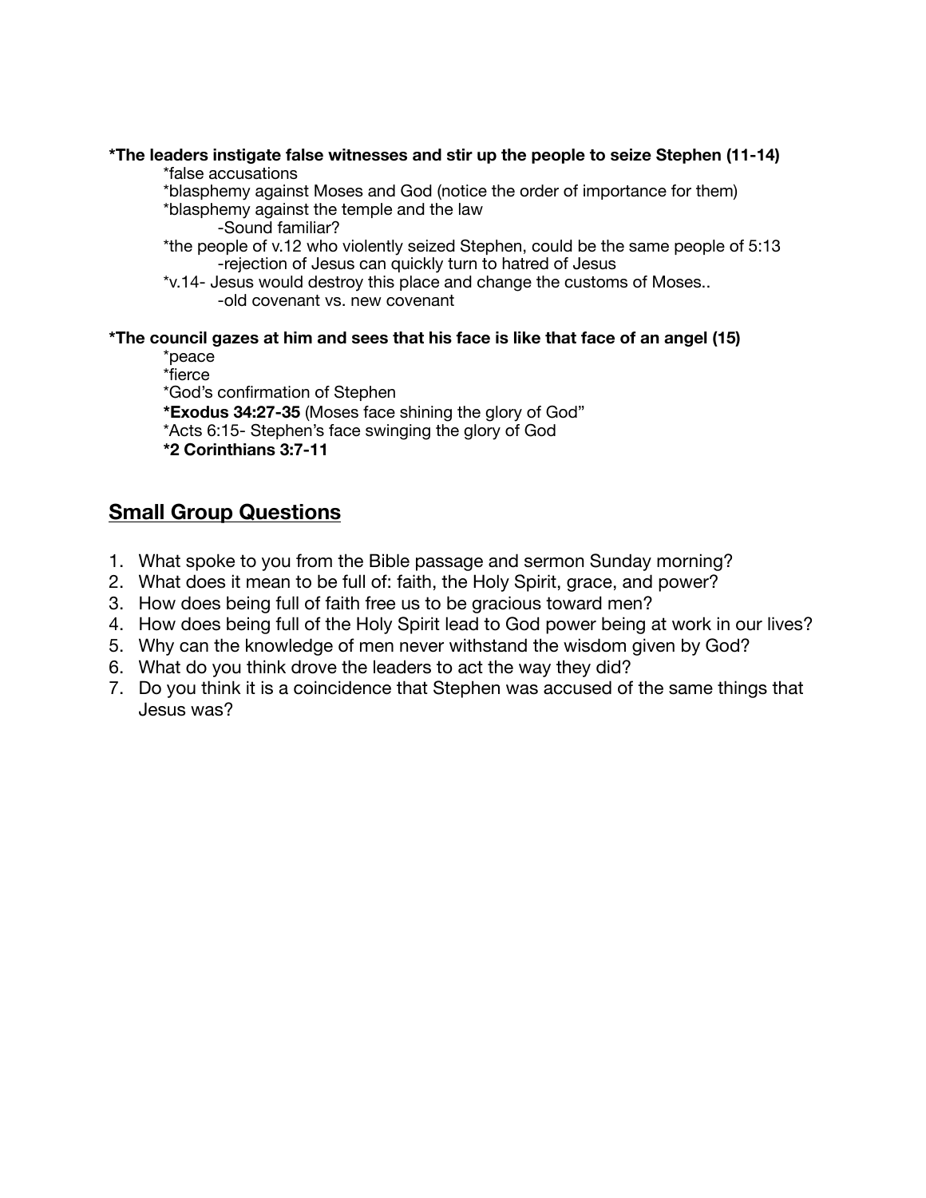**\*The leaders instigate false witnesses and stir up the people to seize Stephen (11-14)**

*false accusations
*blasphemy against Moses and God (notice the order of importance for them)
*blasphemy against the temple and the law
  -Sound familiar?
*the people of v.12 who violently seized Stephen, could be the same people of 5:13
  -rejection of Jesus can quickly turn to hatred of Jesus
*v.14- Jesus would destroy this place and change the customs of Moses..
  -old covenant vs. new covenant

**\*The council gazes at him and sees that his face is like that face of an angel (15)**

*peace
*fierce
*God's confirmation of Stephen
**\*Exodus 34:27-35** (Moses face shining the glory of God"
*Acts 6:15- Stephen's face swinging the glory of God
**\*2 Corinthians 3:7-11**

## Small Group Questions

1. What spoke to you from the Bible passage and sermon Sunday morning?
2. What does it mean to be full of: faith, the Holy Spirit, grace, and power?
3. How does being full of faith free us to be gracious toward men?
4. How does being full of the Holy Spirit lead to God power being at work in our lives?
5. Why can the knowledge of men never withstand the wisdom given by God?
6. What do you think drove the leaders to act the way they did?
7. Do you think it is a coincidence that Stephen was accused of the same things that Jesus was?